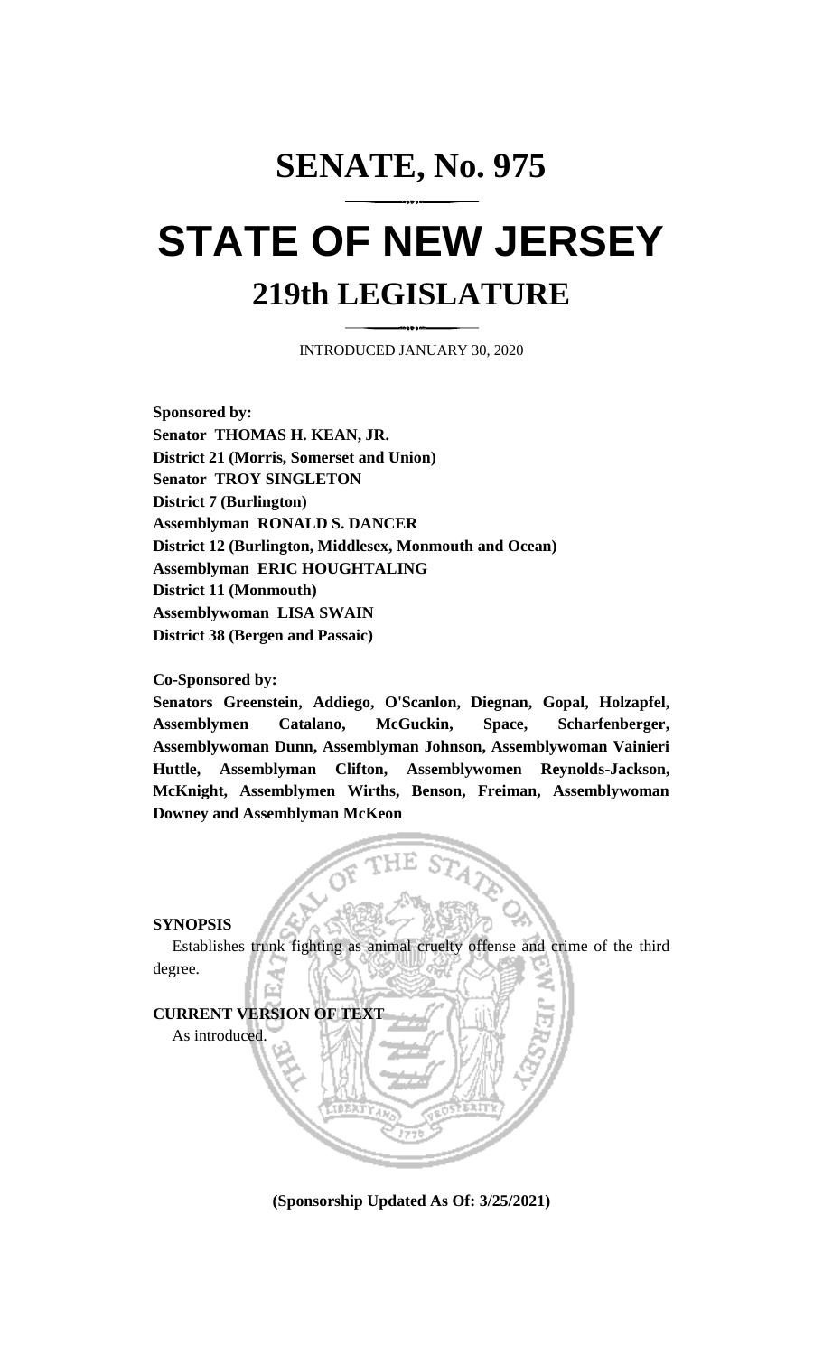# SENATE, No. 975

# STATE OF NEW JERSEY

## 219th LEGISLATURE

INTRODUCED JANUARY 30, 2020

**Sponsored by:**
**Senator THOMAS H. KEAN, JR.**
**District 21 (Morris, Somerset and Union)**
**Senator TROY SINGLETON**
**District 7 (Burlington)**
**Assemblyman RONALD S. DANCER**
**District 12 (Burlington, Middlesex, Monmouth and Ocean)**
**Assemblyman ERIC HOUGHTALING**
**District 11 (Monmouth)**
**Assemblywoman LISA SWAIN**
**District 38 (Bergen and Passaic)**

**Co-Sponsored by:**
**Senators Greenstein, Addiego, O'Scanlon, Diegnan, Gopal, Holzapfel, Assemblymen Catalano, McGuckin, Space, Scharfenberger, Assemblywoman Dunn, Assemblyman Johnson, Assemblywoman Vainieri Huttle, Assemblyman Clifton, Assemblywomen Reynolds-Jackson, McKnight, Assemblymen Wirths, Benson, Freiman, Assemblywoman Downey and Assemblyman McKeon**

**SYNOPSIS**

Establishes trunk fighting as animal cruelty offense and crime of the third degree.

**CURRENT VERSION OF TEXT**

As introduced.

**(Sponsorship Updated As Of: 3/25/2021)**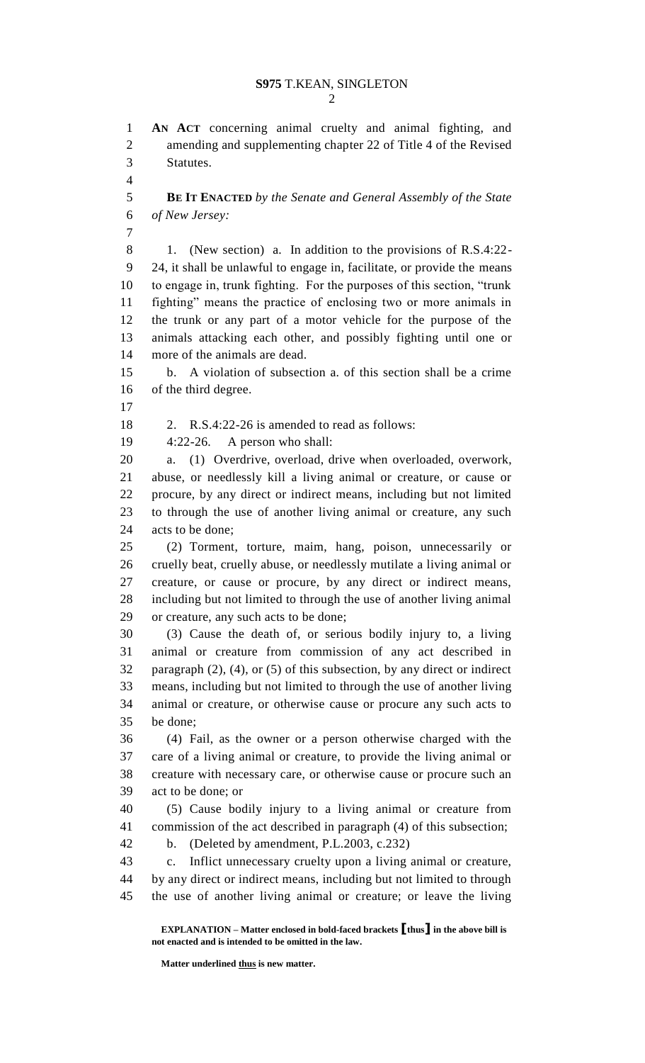**AN ACT** concerning animal cruelty and animal fighting, and amending and supplementing chapter 22 of Title 4 of the Revised Statutes.

**BE IT ENACTED** *by the Senate and General Assembly of the State of New Jersey:*

1. (New section) a. In addition to the provisions of R.S.4:22-24, it shall be unlawful to engage in, facilitate, or provide the means to engage in, trunk fighting. For the purposes of this section, "trunk fighting" means the practice of enclosing two or more animals in the trunk or any part of a motor vehicle for the purpose of the animals attacking each other, and possibly fighting until one or more of the animals are dead.

b. A violation of subsection a. of this section shall be a crime of the third degree.

2. R.S.4:22-26 is amended to read as follows:

4:22-26. A person who shall:

a. (1) Overdrive, overload, drive when overloaded, overwork, abuse, or needlessly kill a living animal or creature, or cause or procure, by any direct or indirect means, including but not limited to through the use of another living animal or creature, any such acts to be done;

(2) Torment, torture, maim, hang, poison, unnecessarily or cruelly beat, cruelly abuse, or needlessly mutilate a living animal or creature, or cause or procure, by any direct or indirect means, including but not limited to through the use of another living animal or creature, any such acts to be done;

(3) Cause the death of, or serious bodily injury to, a living animal or creature from commission of any act described in paragraph (2), (4), or (5) of this subsection, by any direct or indirect means, including but not limited to through the use of another living animal or creature, or otherwise cause or procure any such acts to be done;

(4) Fail, as the owner or a person otherwise charged with the care of a living animal or creature, to provide the living animal or creature with necessary care, or otherwise cause or procure such an act to be done; or

(5) Cause bodily injury to a living animal or creature from commission of the act described in paragraph (4) of this subsection;

b. (Deleted by amendment, P.L.2003, c.232)

c. Inflict unnecessary cruelty upon a living animal or creature, by any direct or indirect means, including but not limited to through the use of another living animal or creature; or leave the living

**EXPLANATION – Matter enclosed in bold-faced brackets [thus] in the above bill is not enacted and is intended to be omitted in the law.**

**Matter underlined thus is new matter.**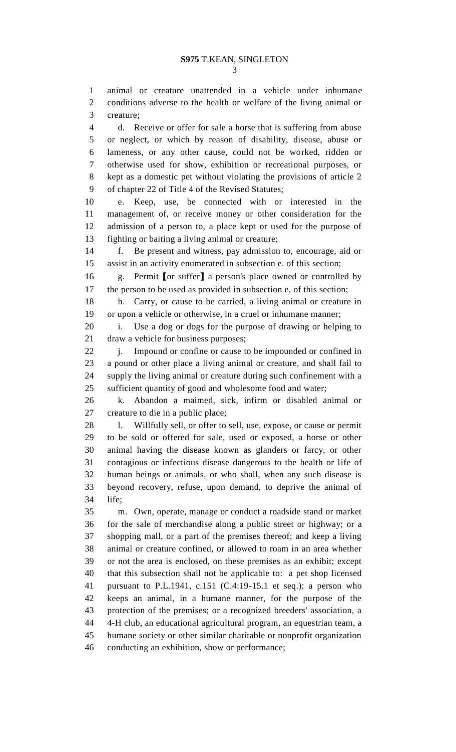animal or creature unattended in a vehicle under inhumane conditions adverse to the health or welfare of the living animal or creature;

d. Receive or offer for sale a horse that is suffering from abuse or neglect, or which by reason of disability, disease, abuse or lameness, or any other cause, could not be worked, ridden or otherwise used for show, exhibition or recreational purposes, or kept as a domestic pet without violating the provisions of article 2 of chapter 22 of Title 4 of the Revised Statutes;

e. Keep, use, be connected with or interested in the management of, or receive money or other consideration for the admission of a person to, a place kept or used for the purpose of fighting or baiting a living animal or creature;

f. Be present and witness, pay admission to, encourage, aid or assist in an activity enumerated in subsection e. of this section;

g. Permit ⟦or suffer⟧ a person's place owned or controlled by the person to be used as provided in subsection e. of this section;

h. Carry, or cause to be carried, a living animal or creature in or upon a vehicle or otherwise, in a cruel or inhumane manner;

i. Use a dog or dogs for the purpose of drawing or helping to draw a vehicle for business purposes;

j. Impound or confine or cause to be impounded or confined in a pound or other place a living animal or creature, and shall fail to supply the living animal or creature during such confinement with a sufficient quantity of good and wholesome food and water;

k. Abandon a maimed, sick, infirm or disabled animal or creature to die in a public place;

l. Willfully sell, or offer to sell, use, expose, or cause or permit to be sold or offered for sale, used or exposed, a horse or other animal having the disease known as glanders or farcy, or other contagious or infectious disease dangerous to the health or life of human beings or animals, or who shall, when any such disease is beyond recovery, refuse, upon demand, to deprive the animal of life;

m. Own, operate, manage or conduct a roadside stand or market for the sale of merchandise along a public street or highway; or a shopping mall, or a part of the premises thereof; and keep a living animal or creature confined, or allowed to roam in an area whether or not the area is enclosed, on these premises as an exhibit; except that this subsection shall not be applicable to: a pet shop licensed pursuant to P.L.1941, c.151 (C.4:19-15.1 et seq.); a person who keeps an animal, in a humane manner, for the purpose of the protection of the premises; or a recognized breeders' association, a 4-H club, an educational agricultural program, an equestrian team, a humane society or other similar charitable or nonprofit organization conducting an exhibition, show or performance;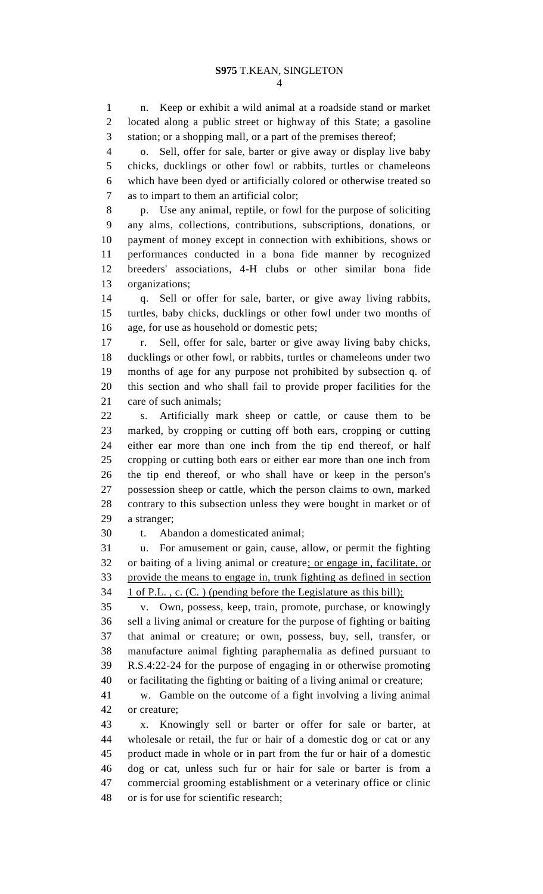n. Keep or exhibit a wild animal at a roadside stand or market located along a public street or highway of this State; a gasoline station; or a shopping mall, or a part of the premises thereof;

o. Sell, offer for sale, barter or give away or display live baby chicks, ducklings or other fowl or rabbits, turtles or chameleons which have been dyed or artificially colored or otherwise treated so as to impart to them an artificial color;

p. Use any animal, reptile, or fowl for the purpose of soliciting any alms, collections, contributions, subscriptions, donations, or payment of money except in connection with exhibitions, shows or performances conducted in a bona fide manner by recognized breeders' associations, 4-H clubs or other similar bona fide organizations;

q. Sell or offer for sale, barter, or give away living rabbits, turtles, baby chicks, ducklings or other fowl under two months of age, for use as household or domestic pets;

r. Sell, offer for sale, barter or give away living baby chicks, ducklings or other fowl, or rabbits, turtles or chameleons under two months of age for any purpose not prohibited by subsection q. of this section and who shall fail to provide proper facilities for the care of such animals;

s. Artificially mark sheep or cattle, or cause them to be marked, by cropping or cutting off both ears, cropping or cutting either ear more than one inch from the tip end thereof, or half cropping or cutting both ears or either ear more than one inch from the tip end thereof, or who shall have or keep in the person's possession sheep or cattle, which the person claims to own, marked contrary to this subsection unless they were bought in market or of a stranger;

t. Abandon a domesticated animal;

u. For amusement or gain, cause, allow, or permit the fighting or baiting of a living animal or creature; or engage in, facilitate, or provide the means to engage in, trunk fighting as defined in section 1 of P.L. , c. (C. ) (pending before the Legislature as this bill);

v. Own, possess, keep, train, promote, purchase, or knowingly sell a living animal or creature for the purpose of fighting or baiting that animal or creature; or own, possess, buy, sell, transfer, or manufacture animal fighting paraphernalia as defined pursuant to R.S.4:22-24 for the purpose of engaging in or otherwise promoting or facilitating the fighting or baiting of a living animal or creature;

w. Gamble on the outcome of a fight involving a living animal or creature;

x. Knowingly sell or barter or offer for sale or barter, at wholesale or retail, the fur or hair of a domestic dog or cat or any product made in whole or in part from the fur or hair of a domestic dog or cat, unless such fur or hair for sale or barter is from a commercial grooming establishment or a veterinary office or clinic or is for use for scientific research;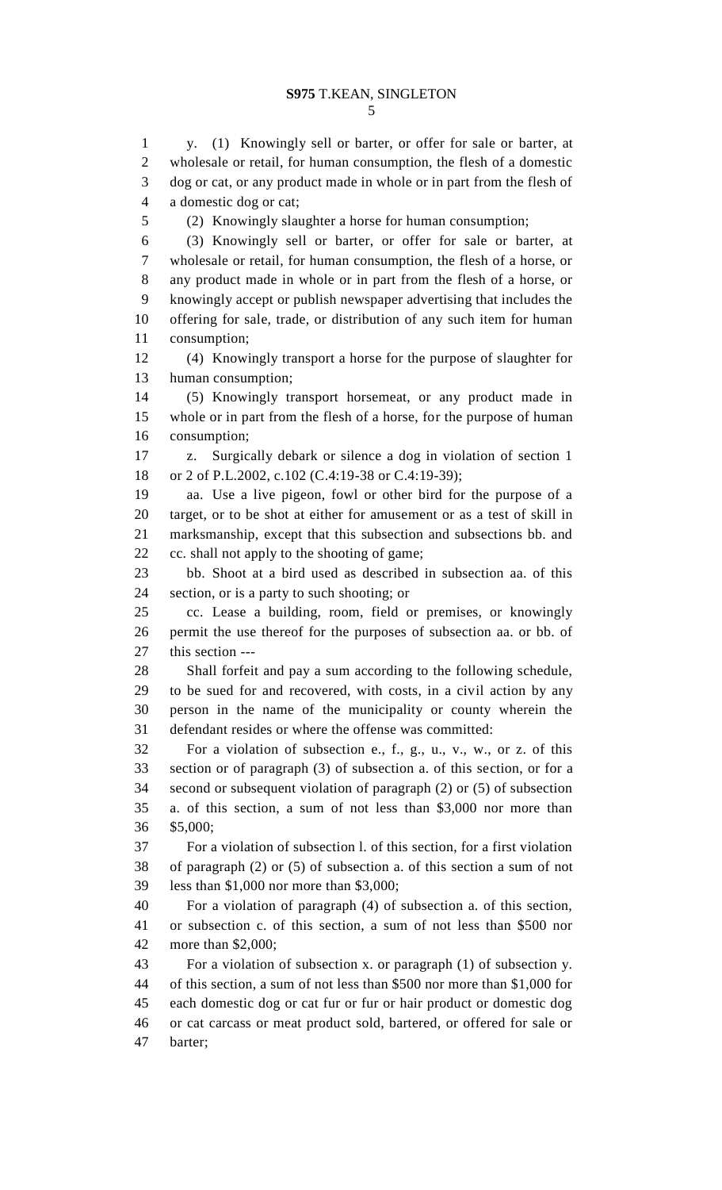y. (1) Knowingly sell or barter, or offer for sale or barter, at wholesale or retail, for human consumption, the flesh of a domestic dog or cat, or any product made in whole or in part from the flesh of a domestic dog or cat;

(2) Knowingly slaughter a horse for human consumption;

(3) Knowingly sell or barter, or offer for sale or barter, at wholesale or retail, for human consumption, the flesh of a horse, or any product made in whole or in part from the flesh of a horse, or knowingly accept or publish newspaper advertising that includes the offering for sale, trade, or distribution of any such item for human consumption;

(4) Knowingly transport a horse for the purpose of slaughter for human consumption;

(5) Knowingly transport horsemeat, or any product made in whole or in part from the flesh of a horse, for the purpose of human consumption;

z. Surgically debark or silence a dog in violation of section 1 or 2 of P.L.2002, c.102 (C.4:19-38 or C.4:19-39);

aa. Use a live pigeon, fowl or other bird for the purpose of a target, or to be shot at either for amusement or as a test of skill in marksmanship, except that this subsection and subsections bb. and cc. shall not apply to the shooting of game;

bb. Shoot at a bird used as described in subsection aa. of this section, or is a party to such shooting; or

cc. Lease a building, room, field or premises, or knowingly permit the use thereof for the purposes of subsection aa. or bb. of this section ---

Shall forfeit and pay a sum according to the following schedule, to be sued for and recovered, with costs, in a civil action by any person in the name of the municipality or county wherein the defendant resides or where the offense was committed:

For a violation of subsection e., f., g., u., v., w., or z. of this section or of paragraph (3) of subsection a. of this section, or for a second or subsequent violation of paragraph (2) or (5) of subsection a. of this section, a sum of not less than $3,000 nor more than $5,000;

For a violation of subsection l. of this section, for a first violation of paragraph (2) or (5) of subsection a. of this section a sum of not less than $1,000 nor more than $3,000;

For a violation of paragraph (4) of subsection a. of this section, or subsection c. of this section, a sum of not less than $500 nor more than $2,000;

For a violation of subsection x. or paragraph (1) of subsection y. of this section, a sum of not less than $500 nor more than $1,000 for each domestic dog or cat fur or fur or hair product or domestic dog or cat carcass or meat product sold, bartered, or offered for sale or barter;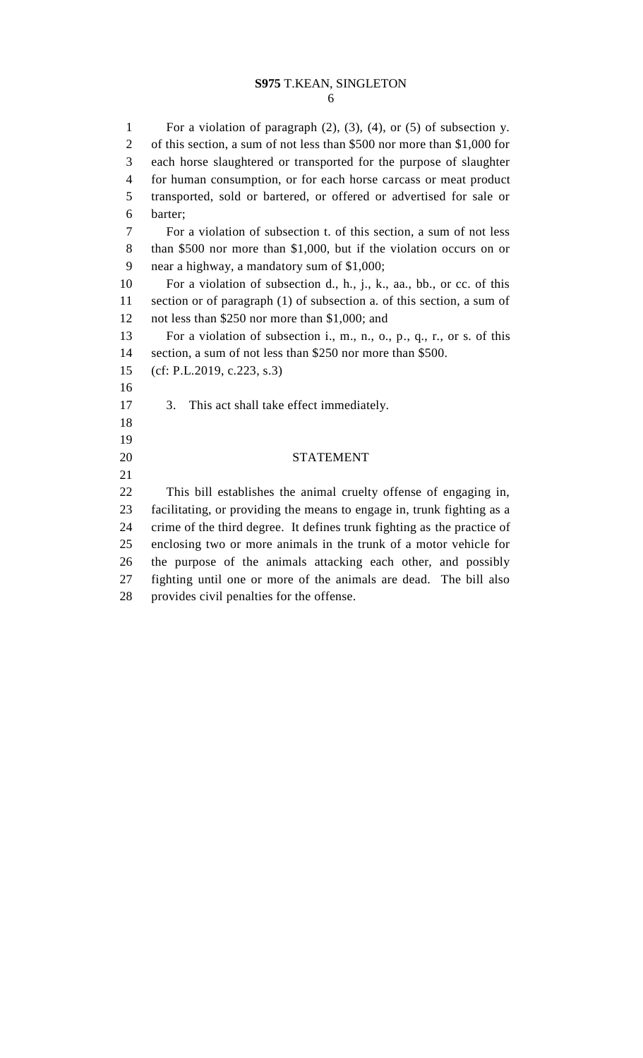For a violation of paragraph (2), (3), (4), or (5) of subsection y. of this section, a sum of not less than $500 nor more than $1,000 for each horse slaughtered or transported for the purpose of slaughter for human consumption, or for each horse carcass or meat product transported, sold or bartered, or offered or advertised for sale or barter;

For a violation of subsection t. of this section, a sum of not less than $500 nor more than $1,000, but if the violation occurs on or near a highway, a mandatory sum of $1,000;

For a violation of subsection d., h., j., k., aa., bb., or cc. of this section or of paragraph (1) of subsection a. of this section, a sum of not less than $250 nor more than $1,000; and

For a violation of subsection i., m., n., o., p., q., r., or s. of this section, a sum of not less than $250 nor more than $500.

(cf: P.L.2019, c.223, s.3)

3. This act shall take effect immediately.

## STATEMENT

This bill establishes the animal cruelty offense of engaging in, facilitating, or providing the means to engage in, trunk fighting as a crime of the third degree. It defines trunk fighting as the practice of enclosing two or more animals in the trunk of a motor vehicle for the purpose of the animals attacking each other, and possibly fighting until one or more of the animals are dead. The bill also provides civil penalties for the offense.